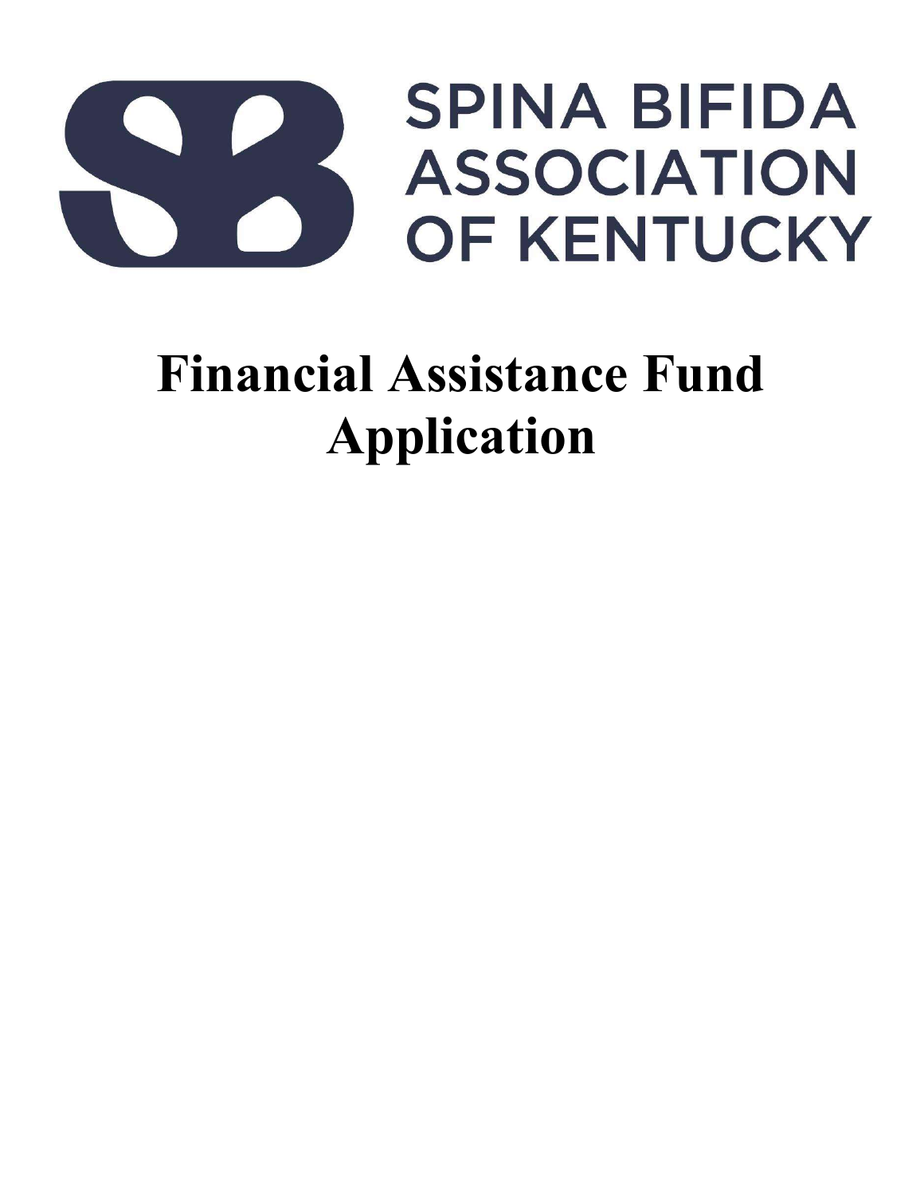SPINA BIFIDA ASSOCIATION OF KENTUCKY

# Financial Assistance Fund Application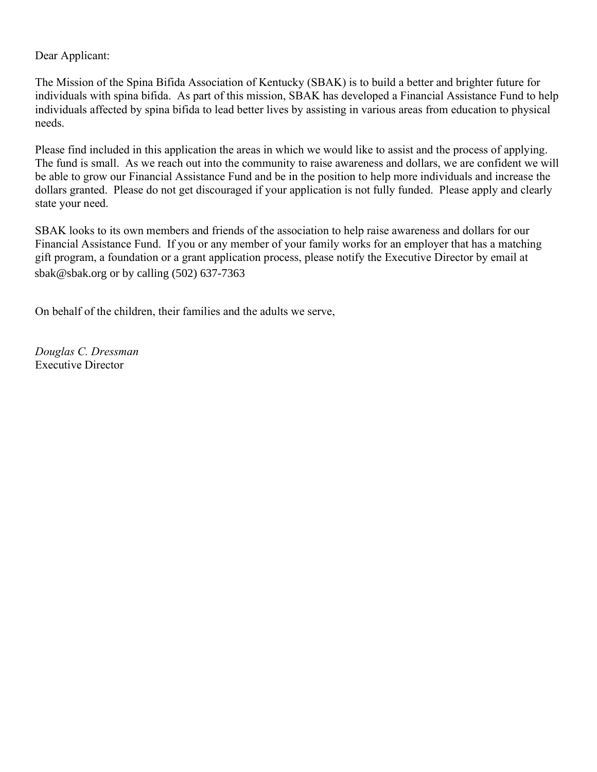Dear Applicant:

The Mission of the Spina Bifida Association of Kentucky (SBAK) is to build a better and brighter future for individuals with spina bifida. As part of this mission, SBAK has developed a Financial Assistance Fund to help individuals affected by spina bifida to lead better lives by assisting in various areas from education to physical needs.

Please find included in this application the areas in which we would like to assist and the process of applying. The fund is small. As we reach out into the community to raise awareness and dollars, we are confident we will be able to grow our Financial Assistance Fund and be in the position to help more individuals and increase the dollars granted. Please do not get discouraged if your application is not fully funded. Please apply and clearly state your need.

SBAK looks to its own members and friends of the association to help raise awareness and dollars for our Financial Assistance Fund. If you or any member of your family works for an employer that has a matching gift program, a foundation or a grant application process, please notify the Executive Director by email at sbak@sbak.org or by calling (502) 637-7363

On behalf of the children, their families and the adults we serve,

*Douglas C. Dressman*
Executive Director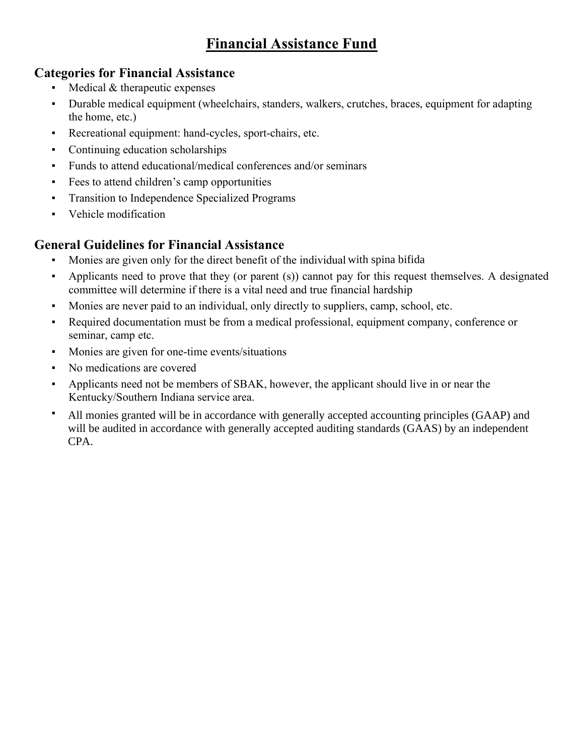# Financial Assistance Fund

## Categories for Financial Assistance

- Medical & therapeutic expenses
- Durable medical equipment (wheelchairs, standers, walkers, crutches, braces, equipment for adapting the home, etc.)
- Recreational equipment: hand-cycles, sport-chairs, etc.
- Continuing education scholarships
- Funds to attend educational/medical conferences and/or seminars
- Fees to attend children's camp opportunities
- Transition to Independence Specialized Programs
- Vehicle modification

## General Guidelines for Financial Assistance

- Monies are given only for the direct benefit of the individual with spina bifida
- Applicants need to prove that they (or parent (s)) cannot pay for this request themselves. A designated committee will determine if there is a vital need and true financial hardship
- Monies are never paid to an individual, only directly to suppliers, camp, school, etc.
- Required documentation must be from a medical professional, equipment company, conference or seminar, camp etc.
- Monies are given for one-time events/situations
- No medications are covered
- Applicants need not be members of SBAK, however, the applicant should live in or near the Kentucky/Southern Indiana service area.
- All monies granted will be in accordance with generally accepted accounting principles (GAAP) and will be audited in accordance with generally accepted auditing standards (GAAS) by an independent CPA.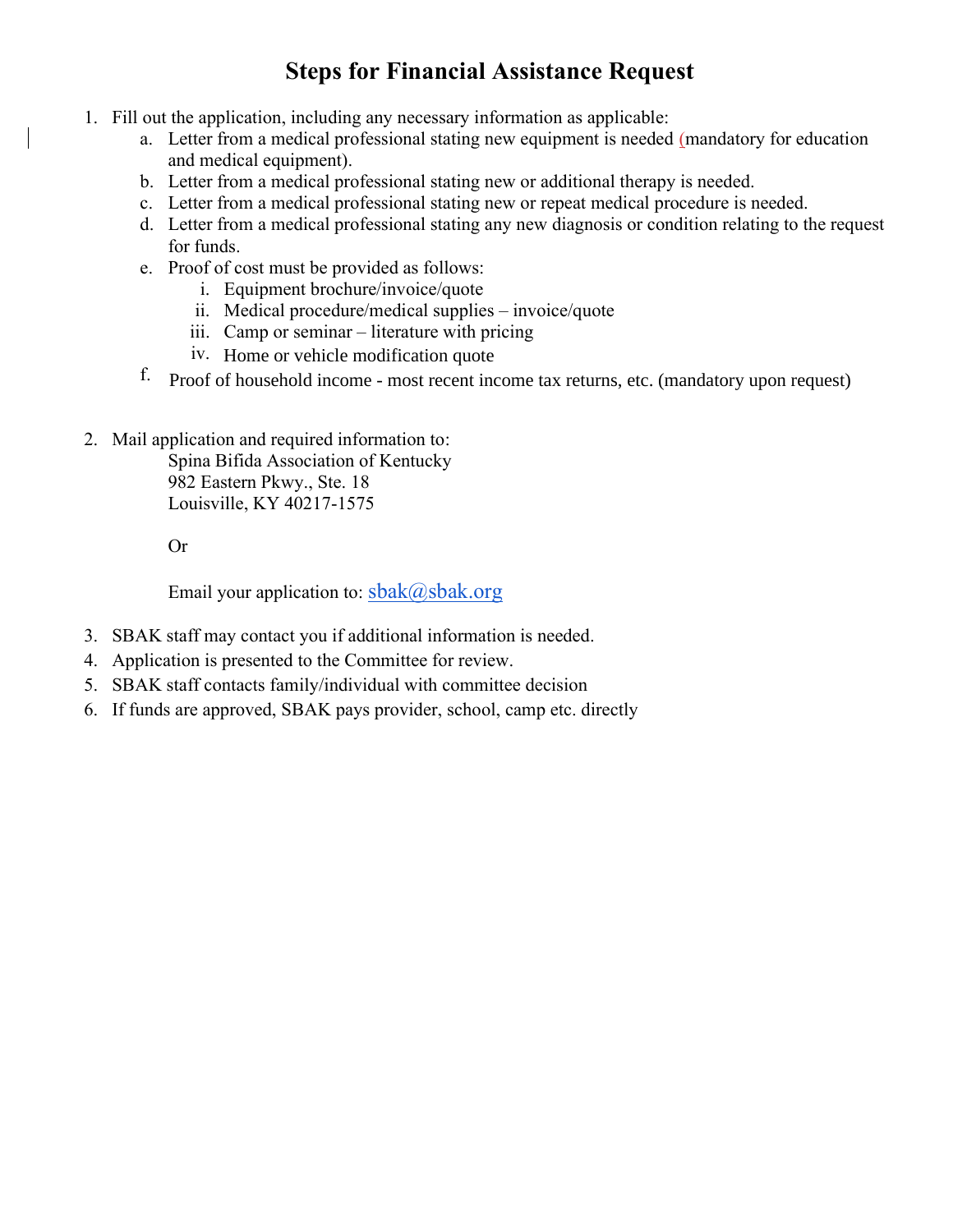# Steps for Financial Assistance Request

1. Fill out the application, including any necessary information as applicable:
   a. Letter from a medical professional stating new equipment is needed (mandatory for education and medical equipment).
   b. Letter from a medical professional stating new or additional therapy is needed.
   c. Letter from a medical professional stating new or repeat medical procedure is needed.
   d. Letter from a medical professional stating any new diagnosis or condition relating to the request for funds.
   e. Proof of cost must be provided as follows:
      i. Equipment brochure/invoice/quote
      ii. Medical procedure/medical supplies – invoice/quote
      iii. Camp or seminar – literature with pricing
      iv. Home or vehicle modification quote
   f. Proof of household income - most recent income tax returns, etc. (mandatory upon request)

2. Mail application and required information to:
   Spina Bifida Association of Kentucky
   982 Eastern Pkwy., Ste. 18
   Louisville, KY 40217-1575

   Or

   Email your application to: sbak@sbak.org

3. SBAK staff may contact you if additional information is needed.
4. Application is presented to the Committee for review.
5. SBAK staff contacts family/individual with committee decision
6. If funds are approved, SBAK pays provider, school, camp etc. directly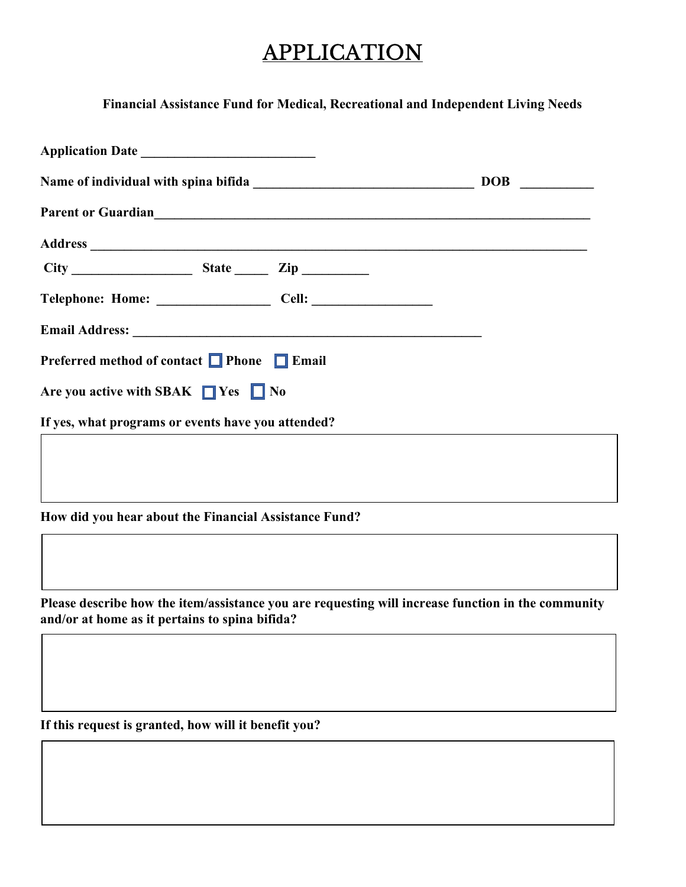# APPLICATION

**Financial Assistance Fund for Medical, Recreational and Independent Living Needs**

**Application Date** __________________________

**Name of individual with spina bifida** _________________________________ **DOB** ___________

**Parent or Guardian**_____________________________________________________________________

**Address** ___________________________________________________________________________

**City** __________________ **State** _____ **Zip** __________

**Telephone: Home:** ________________ **Cell:** _________________

**Email Address:** ____________________________________________________

**Preferred method of contact** ☐ **Phone** ☐ **Email**

**Are you active with SBAK** ☐ **Yes** ☐ **No**

**If yes, what programs or events have you attended?**

| |
|---|
| |

**How did you hear about the Financial Assistance Fund?**

| |
|---|
| |

**Please describe how the item/assistance you are requesting will increase function in the community and/or at home as it pertains to spina bifida?**

| |
|---|
| |

**If this request is granted, how will it benefit you?**

| |
|---|
| |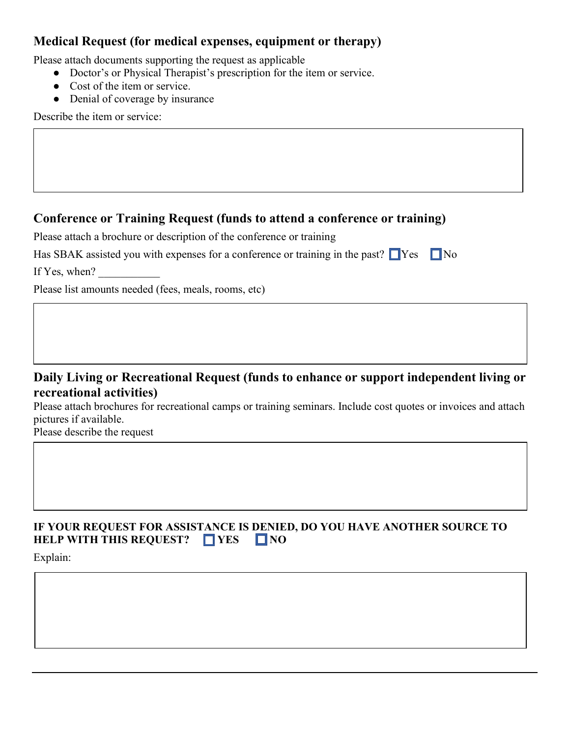### Medical Request (for medical expenses, equipment or therapy)

Please attach documents supporting the request as applicable

- Doctor's or Physical Therapist's prescription for the item or service.
- Cost of the item or service.
- Denial of coverage by insurance

Describe the item or service:

### Conference or Training Request (funds to attend a conference or training)

Please attach a brochure or description of the conference or training

Has SBAK assisted you with expenses for a conference or training in the past? ☐ Yes ☐ No

If Yes, when? ___________

Please list amounts needed (fees, meals, rooms, etc)

### Daily Living or Recreational Request (funds to enhance or support independent living or recreational activities)

Please attach brochures for recreational camps or training seminars. Include cost quotes or invoices and attach pictures if available.

Please describe the request

**IF YOUR REQUEST FOR ASSISTANCE IS DENIED, DO YOU HAVE ANOTHER SOURCE TO HELP WITH THIS REQUEST? ☐ YES ☐ NO**

Explain: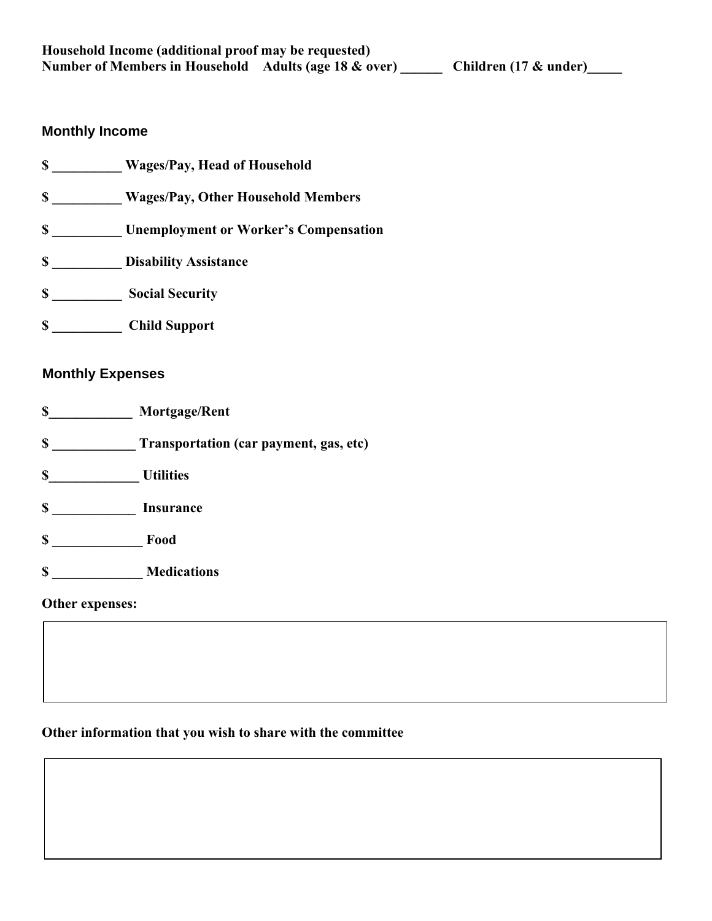**Household Income (additional proof may be requested)**
**Number of Members in Household Adults (age 18 & over) ______ Children (17 & under)_____**

## Monthly Income

**$ __________ Wages/Pay, Head of Household**

**$ __________ Wages/Pay, Other Household Members**

**$ __________ Unemployment or Worker's Compensation**

**$ __________ Disability Assistance**

**$ __________ Social Security**

**$ __________ Child Support**

## Monthly Expenses

**$____________ Mortgage/Rent**

**$ ____________ Transportation (car payment, gas, etc)**

**$_____________ Utilities**

**$ ____________ Insurance**

**$ _____________ Food**

**$ _____________ Medications**

**Other expenses:**

**Other information that you wish to share with the committee**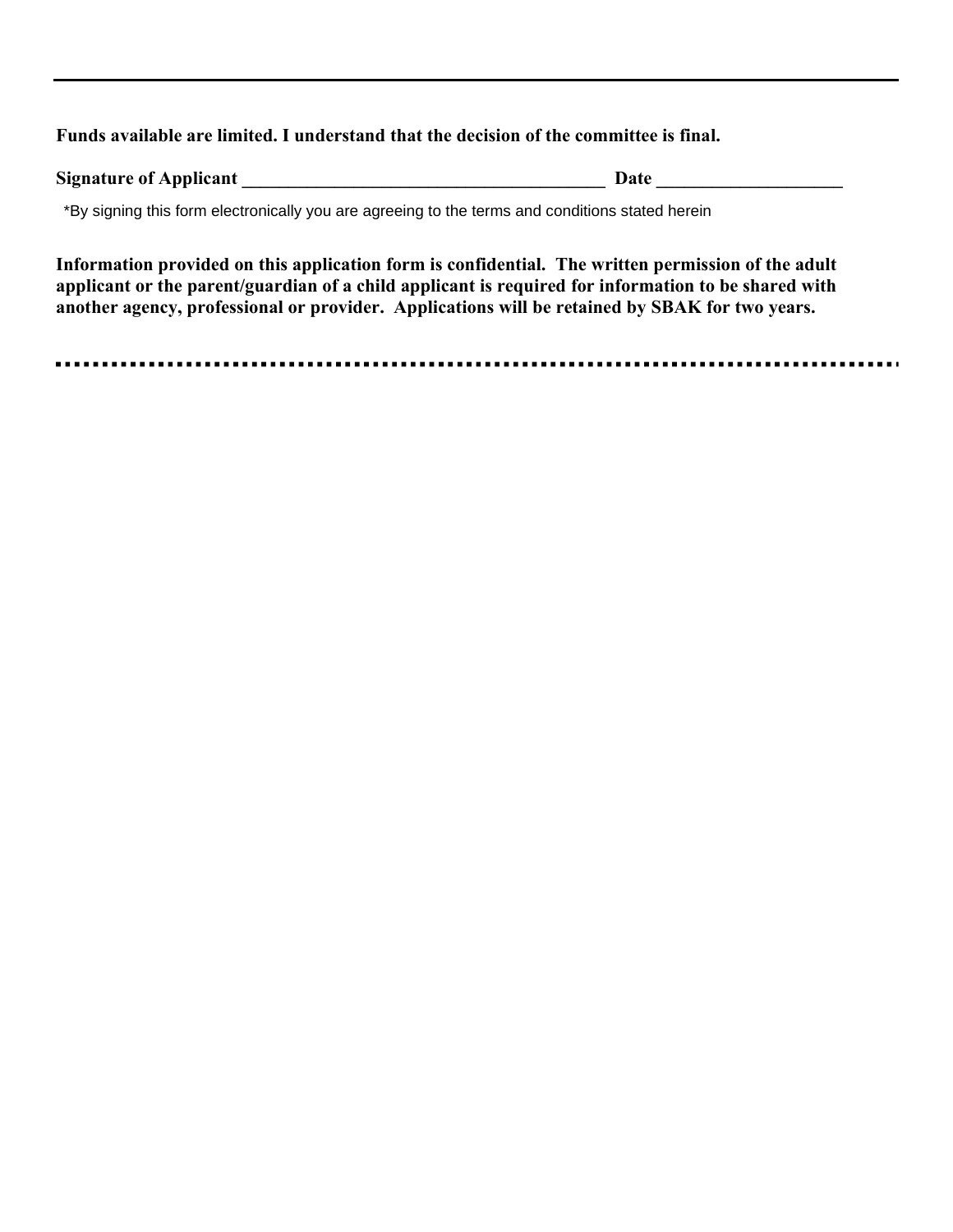---

**Funds available are limited. I understand that the decision of the committee is final.**

**Signature of Applicant ________________________________________ Date ___________________**

*By signing this form electronically you are agreeing to the terms and conditions stated herein

**Information provided on this application form is confidential. The written permission of the adult applicant or the parent/guardian of a child applicant is required for information to be shared with another agency, professional or provider. Applications will be retained by SBAK for two years.**